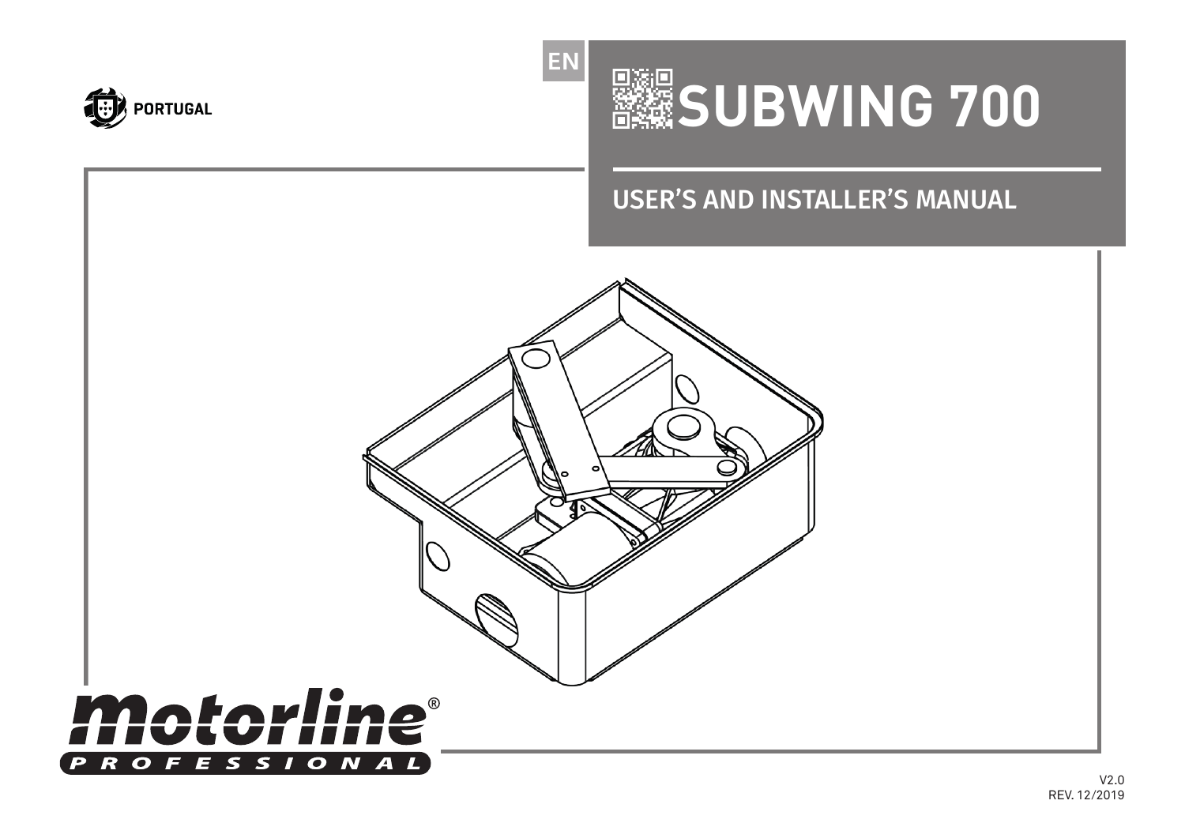PORTUGAL

EN

# SUBWING 700

## USER'S AND INSTALLER'S MANUAL

motorline® PROFESSIONAL

V2.0
REV. 12/2019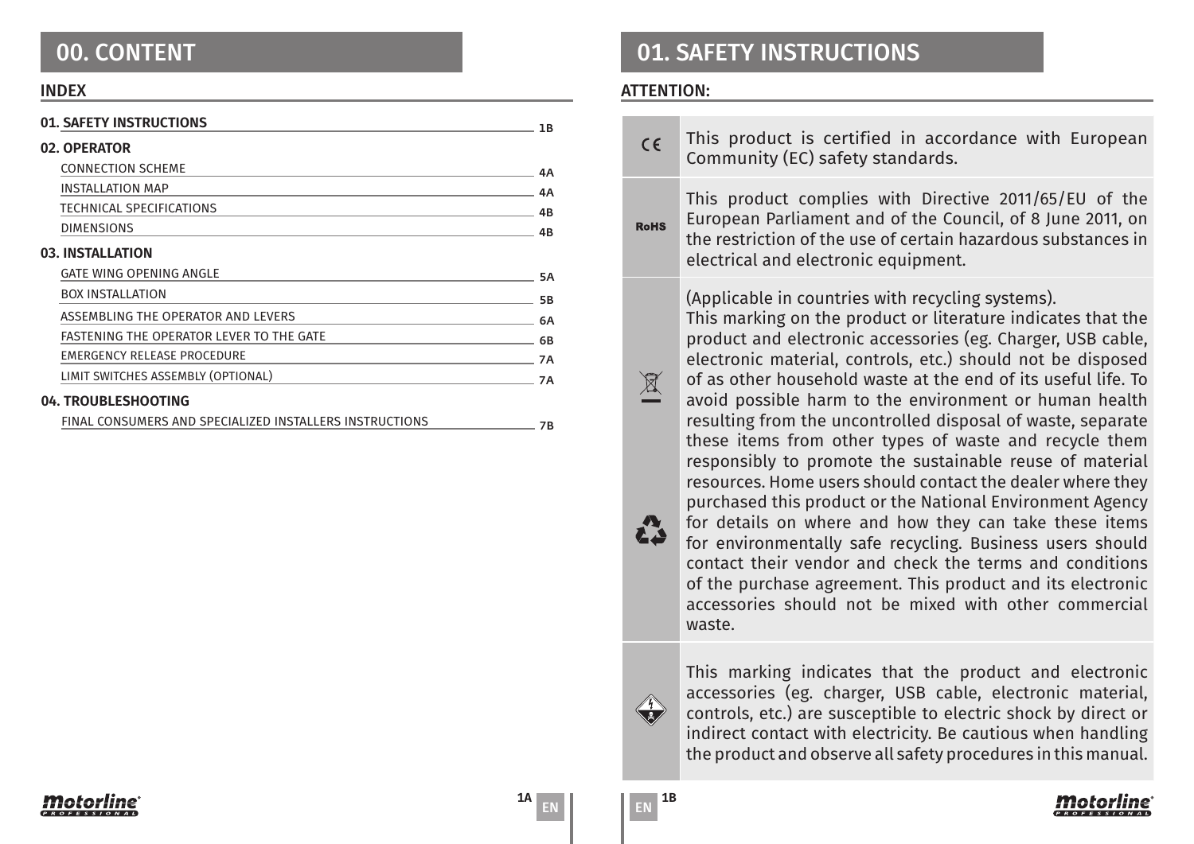# 00. CONTENT

## INDEX

| | |
|---|---|
| **01. SAFETY INSTRUCTIONS** | 1B |
| **02. OPERATOR** | |
| CONNECTION SCHEME | 4A |
| INSTALLATION MAP | 4A |
| TECHNICAL SPECIFICATIONS | 4B |
| DIMENSIONS | 4B |
| **03. INSTALLATION** | |
| GATE WING OPENING ANGLE | 5A |
| BOX INSTALLATION | 5B |
| ASSEMBLING THE OPERATOR AND LEVERS | 6A |
| FASTENING THE OPERATOR LEVER TO THE GATE | 6B |
| EMERGENCY RELEASE PROCEDURE | 7A |
| LIMIT SWITCHES ASSEMBLY (OPTIONAL) | 7A |
| **04. TROUBLESHOOTING** | |
| FINAL CONSUMERS AND SPECIALIZED INSTALLERS INSTRUCTIONS | 7B |

# 01. SAFETY INSTRUCTIONS

## ATTENTION:

| | |
|---|---|
| CE | This product is certified in accordance with European Community (EC) safety standards. |
| RoHS | This product complies with Directive 2011/65/EU of the European Parliament and of the Council, of 8 June 2011, on the restriction of the use of certain hazardous substances in electrical and electronic equipment. |
| | (Applicable in countries with recycling systems). This marking on the product or literature indicates that the product and electronic accessories (eg. Charger, USB cable, electronic material, controls, etc.) should not be disposed of as other household waste at the end of its useful life. To avoid possible harm to the environment or human health resulting from the uncontrolled disposal of waste, separate these items from other types of waste and recycle them responsibly to promote the sustainable reuse of material resources. Home users should contact the dealer where they purchased this product or the National Environment Agency for details on where and how they can take these items for environmentally safe recycling. Business users should contact their vendor and check the terms and conditions of the purchase agreement. This product and its electronic accessories should not be mixed with other commercial waste. |
| | This marking indicates that the product and electronic accessories (eg. charger, USB cable, electronic material, controls, etc.) are susceptible to electric shock by direct or indirect contact with electricity. Be cautious when handling the product and observe all safety procedures in this manual. |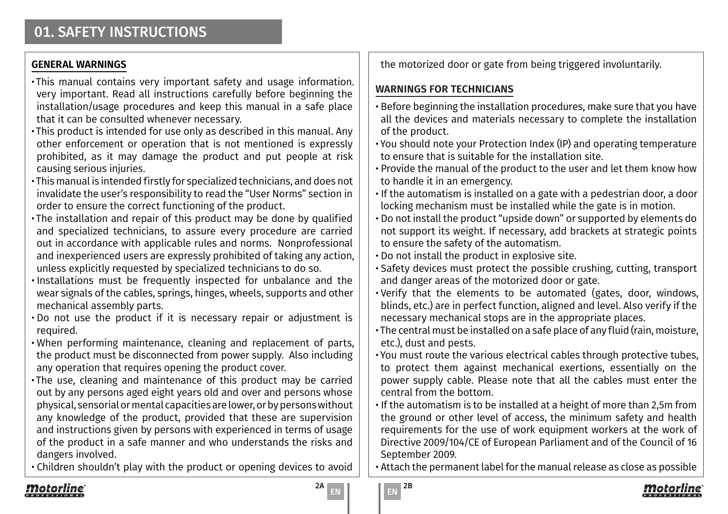# 01. SAFETY INSTRUCTIONS

## GENERAL WARNINGS

- This manual contains very important safety and usage information. very important. Read all instructions carefully before beginning the installation/usage procedures and keep this manual in a safe place that it can be consulted whenever necessary.
- This product is intended for use only as described in this manual. Any other enforcement or operation that is not mentioned is expressly prohibited, as it may damage the product and put people at risk causing serious injuries.
- This manual is intended firstly for specialized technicians, and does not invalidate the user's responsibility to read the "User Norms" section in order to ensure the correct functioning of the product.
- The installation and repair of this product may be done by qualified and specialized technicians, to assure every procedure are carried out in accordance with applicable rules and norms. Nonprofessional and inexperienced users are expressly prohibited of taking any action, unless explicitly requested by specialized technicians to do so.
- Installations must be frequently inspected for unbalance and the wear signals of the cables, springs, hinges, wheels, supports and other mechanical assembly parts.
- Do not use the product if it is necessary repair or adjustment is required.
- When performing maintenance, cleaning and replacement of parts, the product must be disconnected from power supply. Also including any operation that requires opening the product cover.
- The use, cleaning and maintenance of this product may be carried out by any persons aged eight years old and over and persons whose physical, sensorial or mental capacities are lower, or by persons without any knowledge of the product, provided that these are supervision and instructions given by persons with experienced in terms of usage of the product in a safe manner and who understands the risks and dangers involved.
- Children shouldn't play with the product or opening devices to avoid the motorized door or gate from being triggered involuntarily.

## WARNINGS FOR TECHNICIANS

- Before beginning the installation procedures, make sure that you have all the devices and materials necessary to complete the installation of the product.
- You should note your Protection Index (IP) and operating temperature to ensure that is suitable for the installation site.
- Provide the manual of the product to the user and let them know how to handle it in an emergency.
- If the automatism is installed on a gate with a pedestrian door, a door locking mechanism must be installed while the gate is in motion.
- Do not install the product "upside down" or supported by elements do not support its weight. If necessary, add brackets at strategic points to ensure the safety of the automatism.
- Do not install the product in explosive site.
- Safety devices must protect the possible crushing, cutting, transport and danger areas of the motorized door or gate.
- Verify that the elements to be automated (gates, door, windows, blinds, etc.) are in perfect function, aligned and level. Also verify if the necessary mechanical stops are in the appropriate places.
- The central must be installed on a safe place of any fluid (rain, moisture, etc.), dust and pests.
- You must route the various electrical cables through protective tubes, to protect them against mechanical exertions, essentially on the power supply cable. Please note that all the cables must enter the central from the bottom.
- If the automatism is to be installed at a height of more than 2,5m from the ground or other level of access, the minimum safety and health requirements for the use of work equipment workers at the work of Directive 2009/104/CE of European Parliament and of the Council of 16 September 2009.
- Attach the permanent label for the manual release as close as possible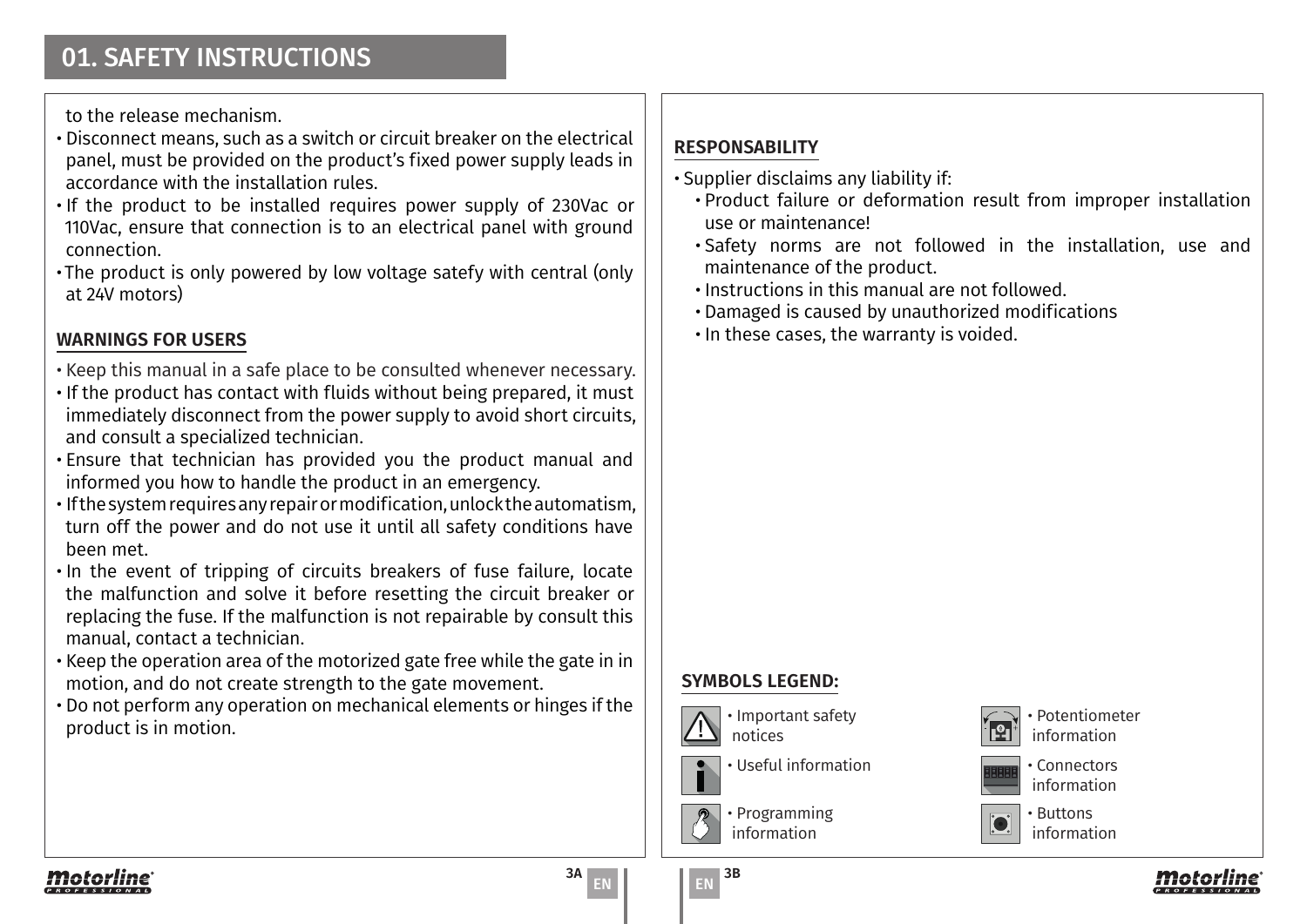# 01. SAFETY INSTRUCTIONS

to the release mechanism.

- Disconnect means, such as a switch or circuit breaker on the electrical panel, must be provided on the product's fixed power supply leads in accordance with the installation rules.
- If the product to be installed requires power supply of 230Vac or 110Vac, ensure that connection is to an electrical panel with ground connection.
- The product is only powered by low voltage satefy with central (only at 24V motors)

## WARNINGS FOR USERS

- Keep this manual in a safe place to be consulted whenever necessary.
- If the product has contact with fluids without being prepared, it must immediately disconnect from the power supply to avoid short circuits, and consult a specialized technician.
- Ensure that technician has provided you the product manual and informed you how to handle the product in an emergency.
- If the system requires any repair or modification, unlock the automatism, turn off the power and do not use it until all safety conditions have been met.
- In the event of tripping of circuits breakers of fuse failure, locate the malfunction and solve it before resetting the circuit breaker or replacing the fuse. If the malfunction is not repairable by consult this manual, contact a technician.
- Keep the operation area of the motorized gate free while the gate in in motion, and do not create strength to the gate movement.
- Do not perform any operation on mechanical elements or hinges if the product is in motion.

## RESPONSABILITY

- Supplier disclaims any liability if:
  - Product failure or deformation result from improper installation use or maintenance!
  - Safety norms are not followed in the installation, use and maintenance of the product.
  - Instructions in this manual are not followed.
  - Damaged is caused by unauthorized modifications
  - In these cases, the warranty is voided.

## SYMBOLS LEGEND:

- Important safety notices
- Useful information
- Programming information
- Potentiometer information
- Connectors information
- Buttons information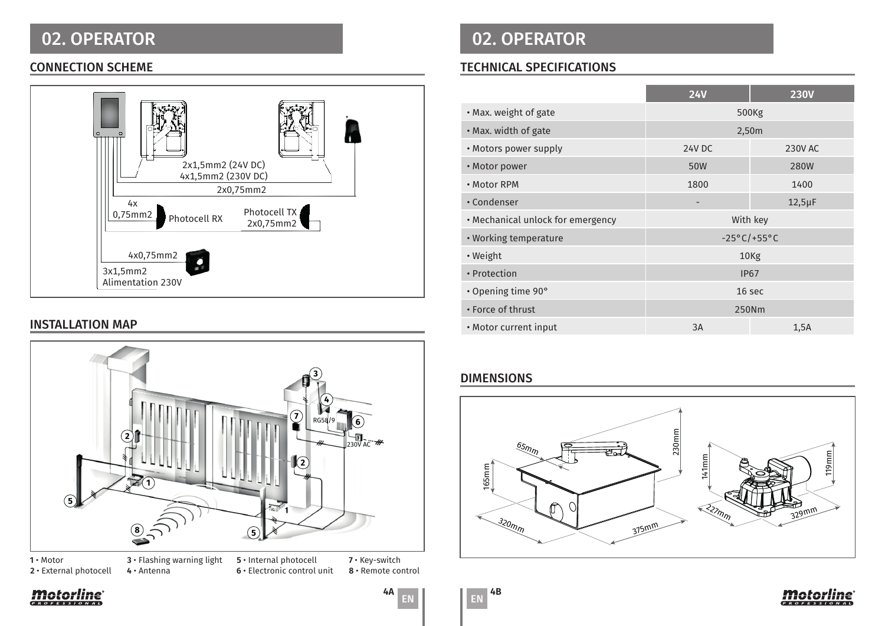# 02. OPERATOR

## CONNECTION SCHEME

2x1,5mm2 (24V DC)
4x1,5mm2 (230V DC)

2x0,75mm2

4x 0,75mm2 — Photocell RX

Photocell TX 2x0,75mm2

4x0,75mm2

3x1,5mm2 Alimentation 230V

## INSTALLATION MAP

RG58/9

230V AC

**1** • Motor
**2** • External photocell
**3** • Flashing warning light
**4** • Antenna
**5** • Internal photocell
**6** • Electronic control unit
**7** • Key-switch
**8** • Remote control

# 02. OPERATOR

## TECHNICAL SPECIFICATIONS

| | 24V | 230V |
|---|---|---|
| • Max. weight of gate | 500Kg | |
| • Max. width of gate | 2,50m | |
| • Motors power supply | 24V DC | 230V AC |
| • Motor power | 50W | 280W |
| • Motor RPM | 1800 | 1400 |
| • Condenser | - | 12,5μF |
| • Mechanical unlock for emergency | With key | |
| • Working temperature | -25°C/+55°C | |
| • Weight | 10Kg | |
| • Protection | IP67 | |
| • Opening time 90° | 16 sec | |
| • Force of thrust | 250Nm | |
| • Motor current input | 3A | 1,5A |

## DIMENSIONS

65mm, 230mm, 165mm, 320mm, 375mm

141mm, 119mm, 227mm, 329mm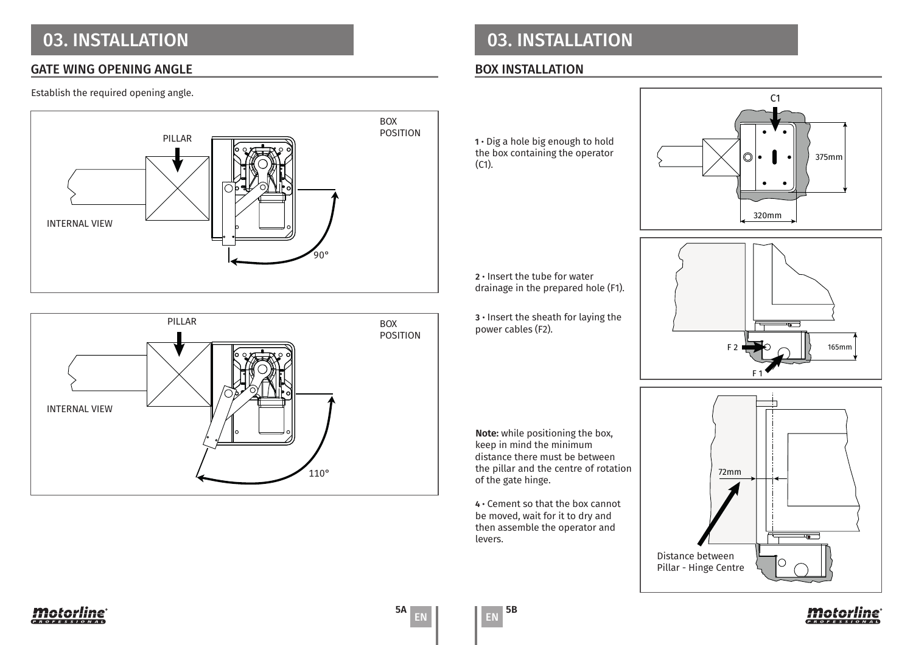# 03. INSTALLATION

## GATE WING OPENING ANGLE

Establish the required opening angle.

PILLAR

BOX POSITION

INTERNAL VIEW

90°

PILLAR

BOX POSITION

INTERNAL VIEW

110°

# 03. INSTALLATION

## BOX INSTALLATION

**1 •** Dig a hole big enough to hold the box containing the operator (C1).

C1

375mm

320mm

**2 •** Insert the tube for water drainage in the prepared hole (F1).

**3 •** Insert the sheath for laying the power cables (F2).

F 2

F 1

165mm

**Note:** while positioning the box, keep in mind the minimum distance there must be between the pillar and the centre of rotation of the gate hinge.

**4 •** Cement so that the box cannot be moved, wait for it to dry and then assemble the operator and levers.

72mm

Distance between Pillar - Hinge Centre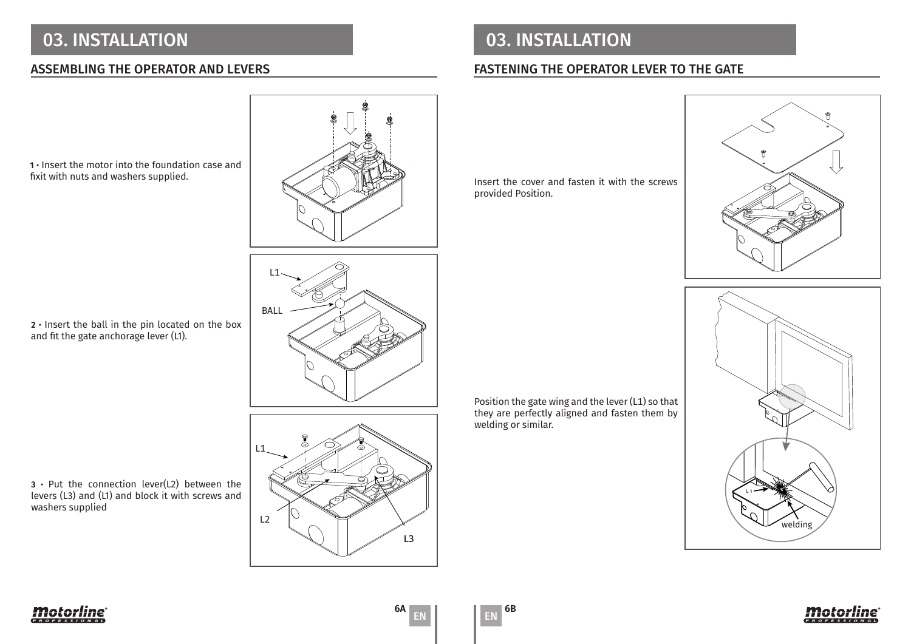# 03. INSTALLATION

## ASSEMBLING THE OPERATOR AND LEVERS

**1** • Insert the motor into the foundation case and fixit with nuts and washers supplied.

**2** • Insert the ball in the pin located on the box and fit the gate anchorage lever (L1).

**3** • Put the connection lever(L2) between the levers (L3) and (L1) and block it with screws and washers supplied

# 03. INSTALLATION

## FASTENING THE OPERATOR LEVER TO THE GATE

Insert the cover and fasten it with the screws provided Position.

Position the gate wing and the lever (L1) so that they are perfectly aligned and fasten them by welding or similar.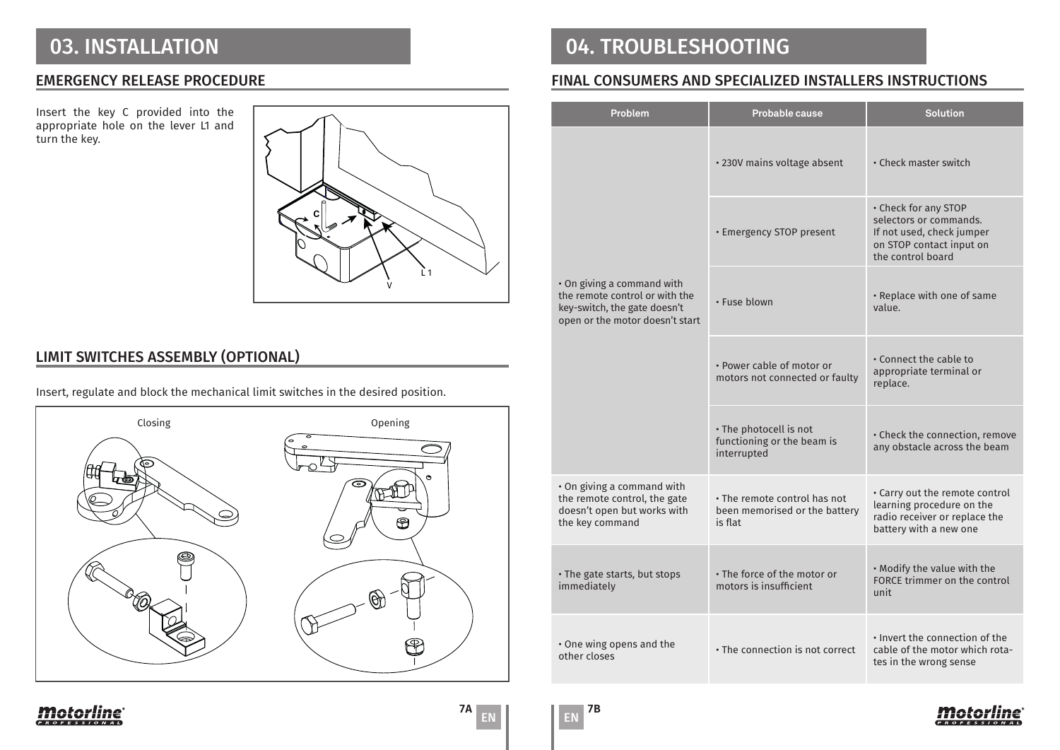# 03. INSTALLATION

## EMERGENCY RELEASE PROCEDURE

Insert the key C provided into the appropriate hole on the lever L1 and turn the key.

C

V

L 1

## LIMIT SWITCHES ASSEMBLY (OPTIONAL)

Insert, regulate and block the mechanical limit switches in the desired position.

Closing

Opening

# 04. TROUBLESHOOTING

## FINAL CONSUMERS AND SPECIALIZED INSTALLERS INSTRUCTIONS

| Problem | Probable cause | Solution |
|---|---|---|
| • On giving a command with the remote control or with the key-switch, the gate doesn't open or the motor doesn't start | • 230V mains voltage absent | • Check master switch |
| | • Emergency STOP present | • Check for any STOP selectors or commands. If not used, check jumper on STOP contact input on the control board |
| | • Fuse blown | • Replace with one of same value. |
| | • Power cable of motor or motors not connected or faulty | • Connect the cable to appropriate terminal or replace. |
| | • The photocell is not functioning or the beam is interrupted | • Check the connection, remove any obstacle across the beam |
| • On giving a command with the remote control, the gate doesn't open but works with the key command | • The remote control has not been memorised or the battery is flat | • Carry out the remote control learning procedure on the radio receiver or replace the battery with a new one |
| • The gate starts, but stops immediately | • The force of the motor or motors is insufficient | • Modify the value with the FORCE trimmer on the control unit |
| • One wing opens and the other closes | • The connection is not correct | • Invert the connection of the cable of the motor which rotates in the wrong sense |